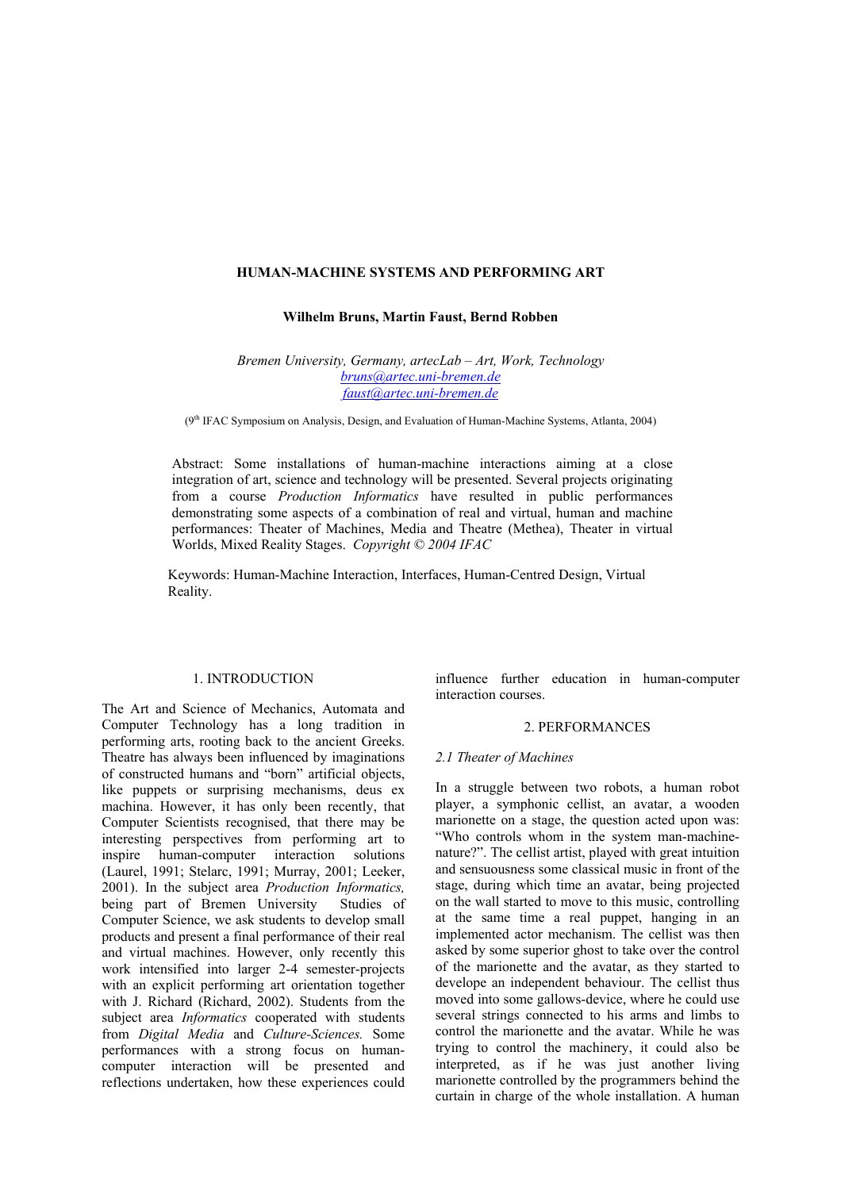# HUMAN-MACHINE SYSTEMS AND PERFORMING ART

**Wilhelm Bruns, Martin Faust, Bernd Robben**

*Bremen University, Germany, artecLab – Art, Work, Technology*
*bruns@artec.uni-bremen.de*
*faust@artec.uni-bremen.de*

(9th IFAC Symposium on Analysis, Design, and Evaluation of Human-Machine Systems, Atlanta, 2004)

Abstract: Some installations of human-machine interactions aiming at a close integration of art, science and technology will be presented. Several projects originating from a course *Production Informatics* have resulted in public performances demonstrating some aspects of a combination of real and virtual, human and machine performances: Theater of Machines, Media and Theatre (Methea), Theater in virtual Worlds, Mixed Reality Stages. *Copyright © 2004 IFAC*

Keywords: Human-Machine Interaction, Interfaces, Human-Centred Design, Virtual Reality.

## 1. INTRODUCTION

The Art and Science of Mechanics, Automata and Computer Technology has a long tradition in performing arts, rooting back to the ancient Greeks. Theatre has always been influenced by imaginations of constructed humans and "born" artificial objects, like puppets or surprising mechanisms, deus ex machina. However, it has only been recently, that Computer Scientists recognised, that there may be interesting perspectives from performing art to inspire human-computer interaction solutions (Laurel, 1991; Stelarc, 1991; Murray, 2001; Leeker, 2001). In the subject area *Production Informatics,* being part of Bremen University Studies of Computer Science, we ask students to develop small products and present a final performance of their real and virtual machines. However, only recently this work intensified into larger 2-4 semester-projects with an explicit performing art orientation together with J. Richard (Richard, 2002). Students from the subject area *Informatics* cooperated with students from *Digital Media* and *Culture-Sciences.* Some performances with a strong focus on human-computer interaction will be presented and reflections undertaken, how these experiences could influence further education in human-computer interaction courses.

## 2. PERFORMANCES

### *2.1 Theater of Machines*

In a struggle between two robots, a human robot player, a symphonic cellist, an avatar, a wooden marionette on a stage, the question acted upon was: "Who controls whom in the system man-machine-nature?". The cellist artist, played with great intuition and sensuousness some classical music in front of the stage, during which time an avatar, being projected on the wall started to move to this music, controlling at the same time a real puppet, hanging in an implemented actor mechanism. The cellist was then asked by some superior ghost to take over the control of the marionette and the avatar, as they started to develope an independent behaviour. The cellist thus moved into some gallows-device, where he could use several strings connected to his arms and limbs to control the marionette and the avatar. While he was trying to control the machinery, it could also be interpreted, as if he was just another living marionette controlled by the programmers behind the curtain in charge of the whole installation. A human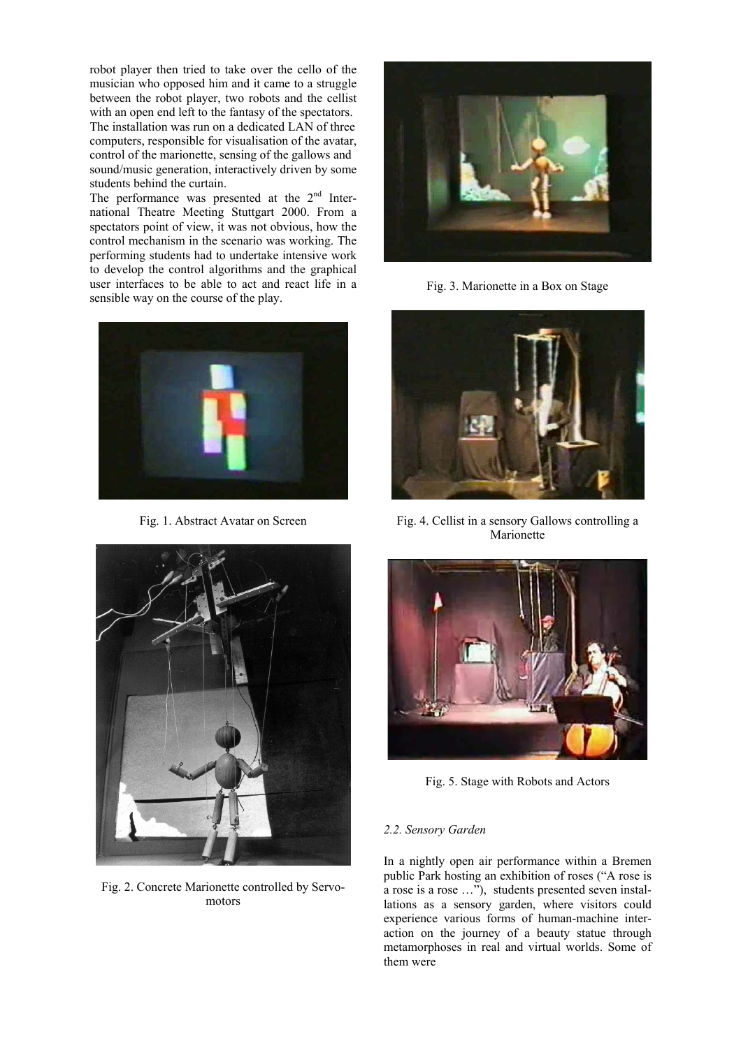robot player then tried to take over the cello of the musician who opposed him and it came to a struggle between the robot player, two robots and the cellist with an open end left to the fantasy of the spectators. The installation was run on a dedicated LAN of three computers, responsible for visualisation of the avatar, control of the marionette, sensing of the gallows and sound/music generation, interactively driven by some students behind the curtain.

The performance was presented at the 2nd International Theatre Meeting Stuttgart 2000. From a spectators point of view, it was not obvious, how the control mechanism in the scenario was working. The performing students had to undertake intensive work to develop the control algorithms and the graphical user interfaces to be able to act and react life in a sensible way on the course of the play.

Fig. 1. Abstract Avatar on Screen

Fig. 2. Concrete Marionette controlled by Servomotors

Fig. 3. Marionette in a Box on Stage

Fig. 4. Cellist in a sensory Gallows controlling a Marionette

Fig. 5. Stage with Robots and Actors

### *2.2. Sensory Garden*

In a nightly open air performance within a Bremen public Park hosting an exhibition of roses ("A rose is a rose is a rose …"), students presented seven installations as a sensory garden, where visitors could experience various forms of human-machine interaction on the journey of a beauty statue through metamorphoses in real and virtual worlds. Some of them were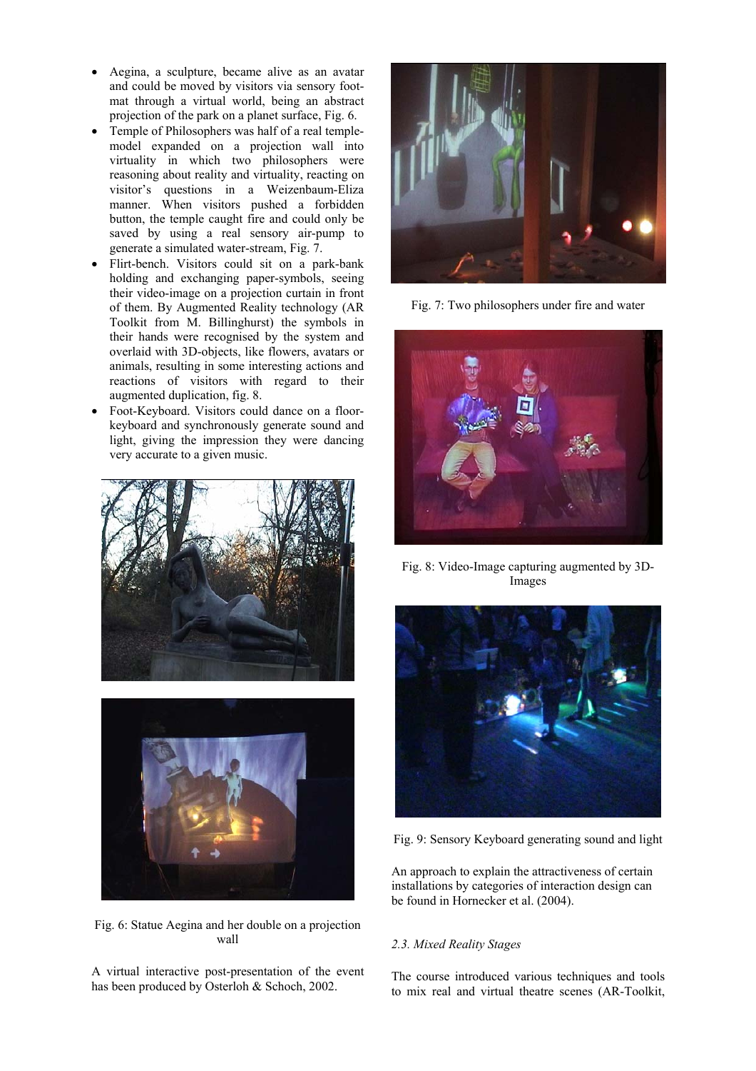- Aegina, a sculpture, became alive as an avatar and could be moved by visitors via sensory foot-mat through a virtual world, being an abstract projection of the park on a planet surface, Fig. 6.
- Temple of Philosophers was half of a real temple-model expanded on a projection wall into virtuality in which two philosophers were reasoning about reality and virtuality, reacting on visitor's questions in a Weizenbaum-Eliza manner. When visitors pushed a forbidden button, the temple caught fire and could only be saved by using a real sensory air-pump to generate a simulated water-stream, Fig. 7.
- Flirt-bench. Visitors could sit on a park-bank holding and exchanging paper-symbols, seeing their video-image on a projection curtain in front of them. By Augmented Reality technology (AR Toolkit from M. Billinghurst) the symbols in their hands were recognised by the system and overlaid with 3D-objects, like flowers, avatars or animals, resulting in some interesting actions and reactions of visitors with regard to their augmented duplication, fig. 8.
- Foot-Keyboard. Visitors could dance on a floor-keyboard and synchronously generate sound and light, giving the impression they were dancing very accurate to a given music.

Fig. 6: Statue Aegina and her double on a projection wall

A virtual interactive post-presentation of the event has been produced by Osterloh & Schoch, 2002.

Fig. 7: Two philosophers under fire and water

Fig. 8: Video-Image capturing augmented by 3D-Images

Fig. 9: Sensory Keyboard generating sound and light

An approach to explain the attractiveness of certain installations by categories of interaction design can be found in Hornecker et al. (2004).

### *2.3. Mixed Reality Stages*

The course introduced various techniques and tools to mix real and virtual theatre scenes (AR-Toolkit,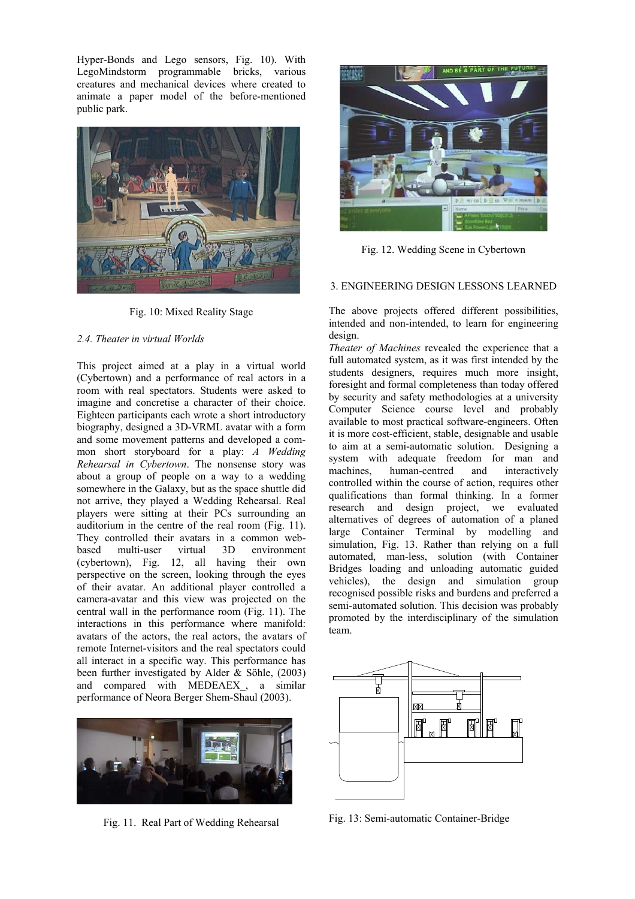Hyper-Bonds and Lego sensors, Fig. 10). With LegoMindstorm programmable bricks, various creatures and mechanical devices where created to animate a paper model of the before-mentioned public park.

Fig. 10: Mixed Reality Stage

### *2.4. Theater in virtual Worlds*

This project aimed at a play in a virtual world (Cybertown) and a performance of real actors in a room with real spectators. Students were asked to imagine and concretise a character of their choice. Eighteen participants each wrote a short introductory biography, designed a 3D-VRML avatar with a form and some movement patterns and developed a common short storyboard for a play: *A Wedding Rehearsal in Cybertown*. The nonsense story was about a group of people on a way to a wedding somewhere in the Galaxy, but as the space shuttle did not arrive, they played a Wedding Rehearsal. Real players were sitting at their PCs surrounding an auditorium in the centre of the real room (Fig. 11). They controlled their avatars in a common web-based multi-user virtual 3D environment (cybertown), Fig. 12, all having their own perspective on the screen, looking through the eyes of their avatar. An additional player controlled a camera-avatar and this view was projected on the central wall in the performance room (Fig. 11). The interactions in this performance where manifold: avatars of the actors, the real actors, the avatars of remote Internet-visitors and the real spectators could all interact in a specific way. This performance has been further investigated by Alder & Söhle, (2003) and compared with MEDEAEX_, a similar performance of Neora Berger Shem-Shaul (2003).

Fig. 11. Real Part of Wedding Rehearsal

Fig. 12. Wedding Scene in Cybertown

## 3. ENGINEERING DESIGN LESSONS LEARNED

The above projects offered different possibilities, intended and non-intended, to learn for engineering design.

*Theater of Machines* revealed the experience that a full automated system, as it was first intended by the students designers, requires much more insight, foresight and formal completeness than today offered by security and safety methodologies at a university Computer Science course level and probably available to most practical software-engineers. Often it is more cost-efficient, stable, designable and usable to aim at a semi-automatic solution. Designing a system with adequate freedom for man and machines, human-centred and interactively controlled within the course of action, requires other qualifications than formal thinking. In a former research and design project, we evaluated alternatives of degrees of automation of a planed large Container Terminal by modelling and simulation, Fig. 13. Rather than relying on a full automated, man-less, solution (with Container Bridges loading and unloading automatic guided vehicles), the design and simulation group recognised possible risks and burdens and preferred a semi-automated solution. This decision was probably promoted by the interdisciplinary of the simulation team.

Fig. 13: Semi-automatic Container-Bridge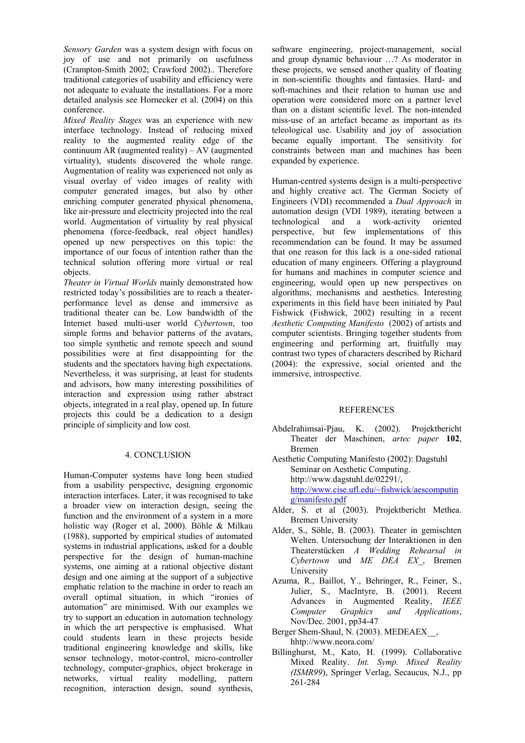*Sensory Garden* was a system design with focus on joy of use and not primarily on usefulness (Crampton-Smith 2002; Crawford 2002).. Therefore traditional categories of usability and efficiency were not adequate to evaluate the installations. For a more detailed analysis see Hornecker et al. (2004) on this conference.

*Mixed Reality Stages* was an experience with new interface technology. Instead of reducing mixed reality to the augmented reality edge of the continuum AR (augmented reality) – AV (augmented virtuality), students discovered the whole range. Augmentation of reality was experienced not only as visual overlay of video images of reality with computer generated images, but also by other enriching computer generated physical phenomena, like air-pressure and electricity projected into the real world. Augmentation of virtuality by real physical phenomena (force-feedback, real object handles) opened up new perspectives on this topic: the importance of our focus of intention rather than the technical solution offering more virtual or real objects.

*Theater in Virtual Worlds* mainly demonstrated how restricted today's possibilities are to reach a theater-performance level as dense and immersive as traditional theater can be. Low bandwidth of the Internet based multi-user world *Cybertown*, too simple forms and behavior patterns of the avatars, too simple synthetic and remote speech and sound possibilities were at first disappointing for the students and the spectators having high expectations. Nevertheless, it was surprising, at least for students and advisors, how many interesting possibilities of interaction and expression using rather abstract objects, integrated in a real play, opened up. In future projects this could be a dedication to a design principle of simplicity and low cost.

## 4. CONCLUSION

Human-Computer systems have long been studied from a usability perspective, designing ergonomic interaction interfaces. Later, it was recognised to take a broader view on interaction design, seeing the function and the environment of a system in a more holistic way (Roger et al, 2000). Böhle & Milkau (1988), supported by empirical studies of automated systems in industrial applications, asked for a double perspective for the design of human-machine systems, one aiming at a rational objective distant design and one aiming at the support of a subjective emphatic relation to the machine in order to reach an overall optimal situation, in which "ironies of automation" are minimised. With our examples we try to support an education in automation technology in which the art perspective is emphasised. What could students learn in these projects beside traditional engineering knowledge and skills, like sensor technology, motor-control, micro-controller technology, computer-graphics, object brokerage in networks, virtual reality modelling, pattern recognition, interaction design, sound synthesis, software engineering, project-management, social and group dynamic behaviour …? As moderator in these projects, we sensed another quality of floating in non-scientific thoughts and fantasies. Hard- and soft-machines and their relation to human use and operation were considered more on a partner level than on a distant scientific level. The non-intended miss-use of an artefact became as important as its teleological use. Usability and joy of association became equally important. The sensitivity for constraints between man and machines has been expanded by experience.

Human-centred systems design is a multi-perspective and highly creative act. The German Society of Engineers (VDI) recommended a *Dual Approach* in automation design (VDI 1989), iterating between a technological and a work-activity oriented perspective, but few implementations of this recommendation can be found. It may be assumed that one reason for this lack is a one-sided rational education of many engineers. Offering a playground for humans and machines in computer science and engineering, would open up new perspectives on algorithms, mechanisms and aesthetics. Interesting experiments in this field have been initiated by Paul Fishwick (Fishwick, 2002) resulting in a recent *Aesthetic Computing Manifesto* (2002) of artists and computer scientists. Bringing together students from engineering and performing art, fruitfully may contrast two types of characters described by Richard (2004): the expressive, social oriented and the immersive, introspective.

## REFERENCES

Abdelrahimsai-Pjau, K. (2002). Projektbericht Theater der Maschinen, *artec paper* **102**, Bremen

Aesthetic Computing Manifesto (2002): Dagstuhl Seminar on Aesthetic Computing. http://www.dagstuhl.de/02291/, http://www.cise.ufl.edu/~fishwick/aescomputing/manifesto.pdf

Alder, S. et al (2003). Projektbericht Methea. Bremen University

Alder, S., Söhle, B. (2003). Theater in gemischten Welten. Untersuchung der Interaktionen in den Theaterstücken *A Wedding Rehearsal in Cybertown* und *ME DEA EX_*, Bremen University

Azuma, R., Baillot, Y., Behringer, R., Feiner, S., Julier, S., MacIntyre, B. (2001). Recent Advances in Augmented Reality, *IEEE Computer Graphics and Applications*, Nov/Dec. 2001, pp34-47

Berger Shem-Shaul, N. (2003). MEDEAEX__, hhtp://www.neora.com/

Billinghurst, M., Kato, H. (1999). Collaborative Mixed Reality. *Int. Symp. Mixed Reality (ISMR99)*, Springer Verlag, Secaucus, N.J., pp 261-284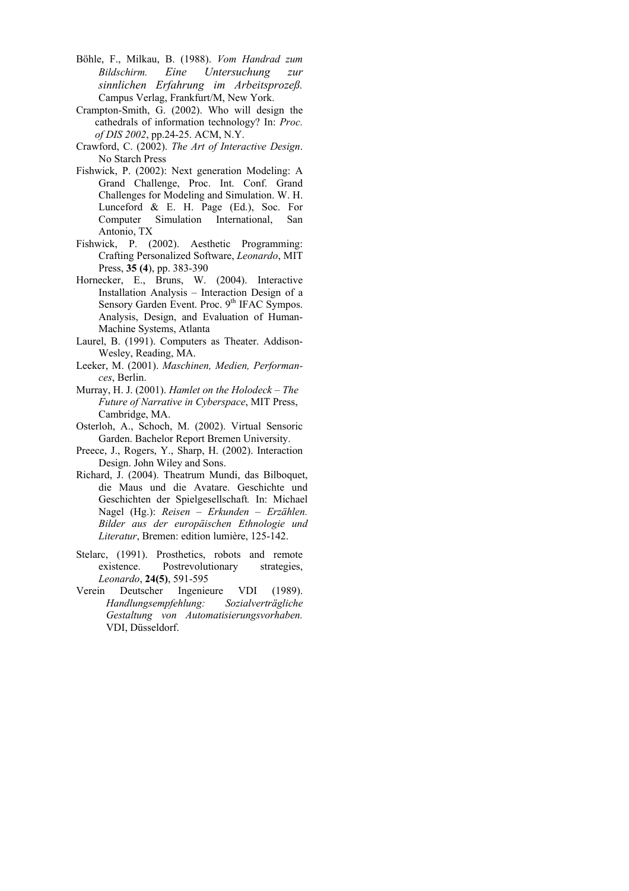Böhle, F., Milkau, B. (1988). *Vom Handrad zum Bildschirm. Eine Untersuchung zur sinnlichen Erfahrung im Arbeitsprozeß.* Campus Verlag, Frankfurt/M, New York.

Crampton-Smith, G. (2002). Who will design the cathedrals of information technology? In: *Proc. of DIS 2002*, pp.24-25. ACM, N.Y.

Crawford, C. (2002). *The Art of Interactive Design*. No Starch Press

Fishwick, P. (2002): Next generation Modeling: A Grand Challenge, Proc. Int. Conf. Grand Challenges for Modeling and Simulation. W. H. Lunceford & E. H. Page (Ed.), Soc. For Computer Simulation International, San Antonio, TX

Fishwick, P. (2002). Aesthetic Programming: Crafting Personalized Software, *Leonardo*, MIT Press, **35 (4)**, pp. 383-390

Hornecker, E., Bruns, W. (2004). Interactive Installation Analysis – Interaction Design of a Sensory Garden Event. Proc. 9th IFAC Sympos. Analysis, Design, and Evaluation of Human-Machine Systems, Atlanta

Laurel, B. (1991). Computers as Theater. Addison-Wesley, Reading, MA.

Leeker, M. (2001). *Maschinen, Medien, Performances*, Berlin.

Murray, H. J. (2001). *Hamlet on the Holodeck – The Future of Narrative in Cyberspace*, MIT Press, Cambridge, MA.

Osterloh, A., Schoch, M. (2002). Virtual Sensoric Garden. Bachelor Report Bremen University.

Preece, J., Rogers, Y., Sharp, H. (2002). Interaction Design. John Wiley and Sons.

Richard, J. (2004). Theatrum Mundi, das Bilboquet, die Maus und die Avatare. Geschichte und Geschichten der Spielgesellschaft. In: Michael Nagel (Hg.): *Reisen – Erkunden – Erzählen. Bilder aus der europäischen Ethnologie und Literatur*, Bremen: edition lumière, 125-142.

Stelarc, (1991). Prosthetics, robots and remote existence. Postrevolutionary strategies, *Leonardo*, **24(5)**, 591-595

Verein Deutscher Ingenieure VDI (1989). *Handlungsempfehlung: Sozialverträgliche Gestaltung von Automatisierungsvorhaben.* VDI, Düsseldorf.